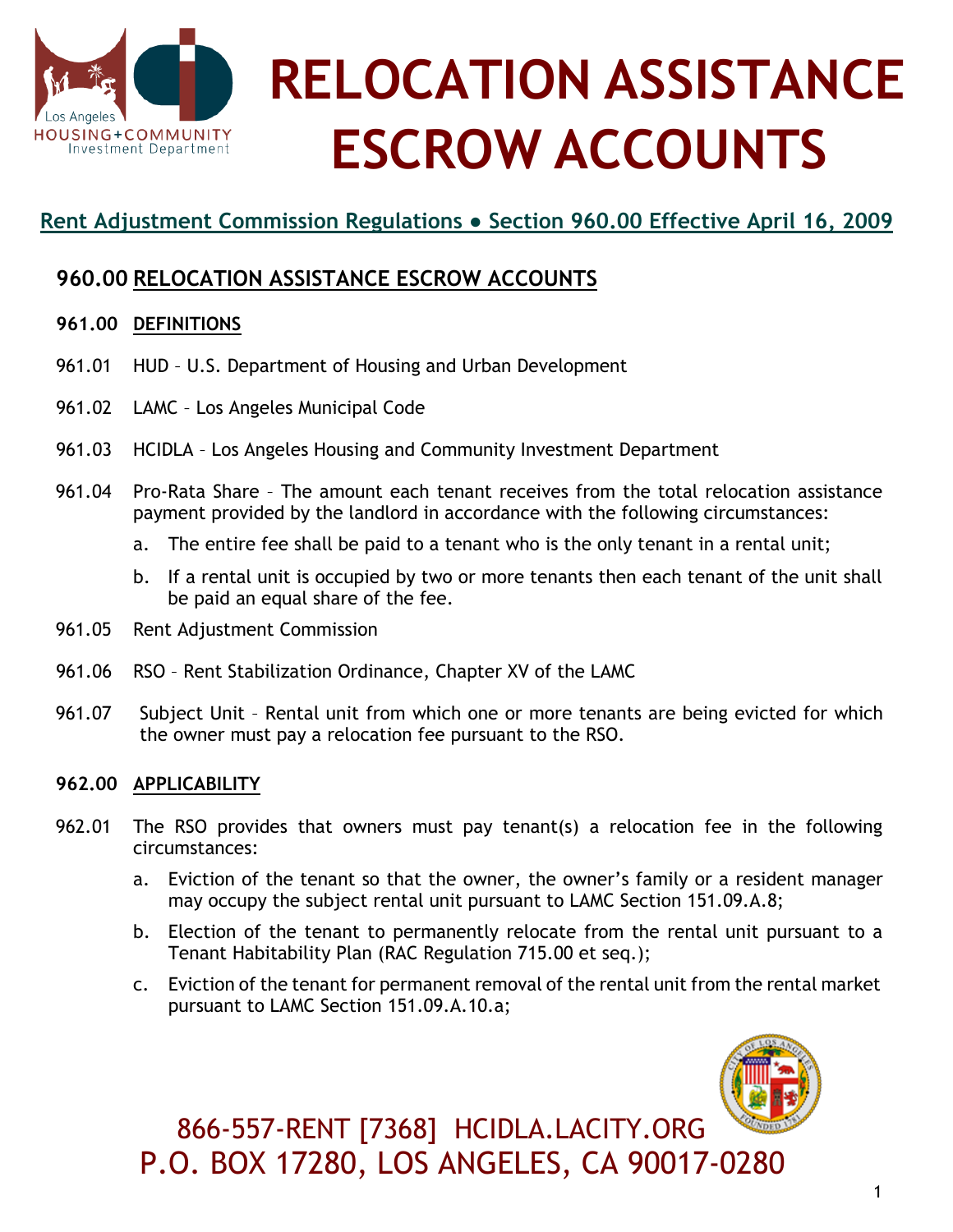# RELOCATION ASSISTANCE ESCROW ACCOUNTS

## Rent Adjustment Commission Regulations ● Section 960.00 Effective April 16, 2009

### 960.00 RELOCATION ASSISTANCE ESCROW ACCOUNTS

**961.00 DEFINITIONS**

961.01 HUD – U.S. Department of Housing and Urban Development

961.02 LAMC – Los Angeles Municipal Code

961.03 HCIDLA – Los Angeles Housing and Community Investment Department

961.04 Pro-Rata Share – The amount each tenant receives from the total relocation assistance payment provided by the landlord in accordance with the following circumstances:

a. The entire fee shall be paid to a tenant who is the only tenant in a rental unit;

b. If a rental unit is occupied by two or more tenants then each tenant of the unit shall be paid an equal share of the fee.

961.05 Rent Adjustment Commission

961.06 RSO – Rent Stabilization Ordinance, Chapter XV of the LAMC

961.07 Subject Unit – Rental unit from which one or more tenants are being evicted for which the owner must pay a relocation fee pursuant to the RSO.

**962.00 APPLICABILITY**

962.01 The RSO provides that owners must pay tenant(s) a relocation fee in the following circumstances:

a. Eviction of the tenant so that the owner, the owner's family or a resident manager may occupy the subject rental unit pursuant to LAMC Section 151.09.A.8;

b. Election of the tenant to permanently relocate from the rental unit pursuant to a Tenant Habitability Plan (RAC Regulation 715.00 et seq.);

c. Eviction of the tenant for permanent removal of the rental unit from the rental market pursuant to LAMC Section 151.09.A.10.a;

866-557-RENT [7368] HCIDLA.LACITY.ORG
P.O. BOX 17280, LOS ANGELES, CA 90017-0280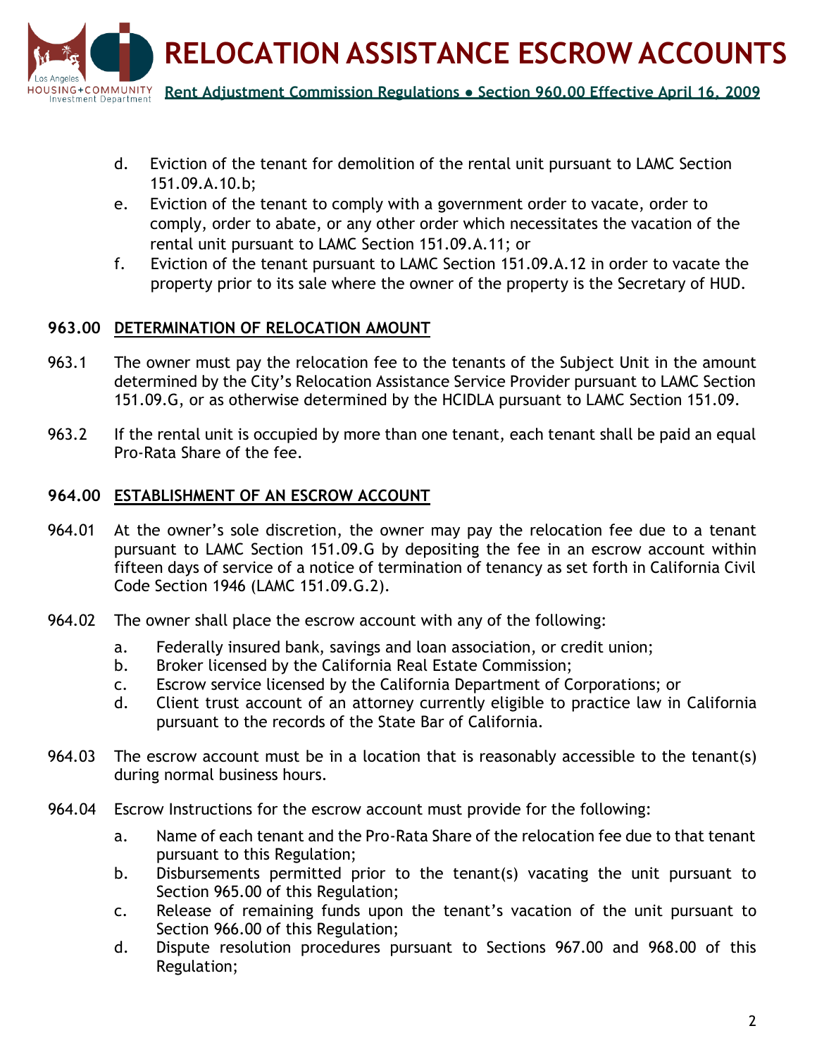d. Eviction of the tenant for demolition of the rental unit pursuant to LAMC Section 151.09.A.10.b;
e. Eviction of the tenant to comply with a government order to vacate, order to comply, order to abate, or any other order which necessitates the vacation of the rental unit pursuant to LAMC Section 151.09.A.11; or
f. Eviction of the tenant pursuant to LAMC Section 151.09.A.12 in order to vacate the property prior to its sale where the owner of the property is the Secretary of HUD.

## 963.00 DETERMINATION OF RELOCATION AMOUNT

963.1 The owner must pay the relocation fee to the tenants of the Subject Unit in the amount determined by the City's Relocation Assistance Service Provider pursuant to LAMC Section 151.09.G, or as otherwise determined by the HCIDLA pursuant to LAMC Section 151.09.

963.2 If the rental unit is occupied by more than one tenant, each tenant shall be paid an equal Pro-Rata Share of the fee.

## 964.00 ESTABLISHMENT OF AN ESCROW ACCOUNT

964.01 At the owner's sole discretion, the owner may pay the relocation fee due to a tenant pursuant to LAMC Section 151.09.G by depositing the fee in an escrow account within fifteen days of service of a notice of termination of tenancy as set forth in California Civil Code Section 1946 (LAMC 151.09.G.2).

964.02 The owner shall place the escrow account with any of the following:

a. Federally insured bank, savings and loan association, or credit union;
b. Broker licensed by the California Real Estate Commission;
c. Escrow service licensed by the California Department of Corporations; or
d. Client trust account of an attorney currently eligible to practice law in California pursuant to the records of the State Bar of California.

964.03 The escrow account must be in a location that is reasonably accessible to the tenant(s) during normal business hours.

964.04 Escrow Instructions for the escrow account must provide for the following:

a. Name of each tenant and the Pro-Rata Share of the relocation fee due to that tenant pursuant to this Regulation;
b. Disbursements permitted prior to the tenant(s) vacating the unit pursuant to Section 965.00 of this Regulation;
c. Release of remaining funds upon the tenant's vacation of the unit pursuant to Section 966.00 of this Regulation;
d. Dispute resolution procedures pursuant to Sections 967.00 and 968.00 of this Regulation;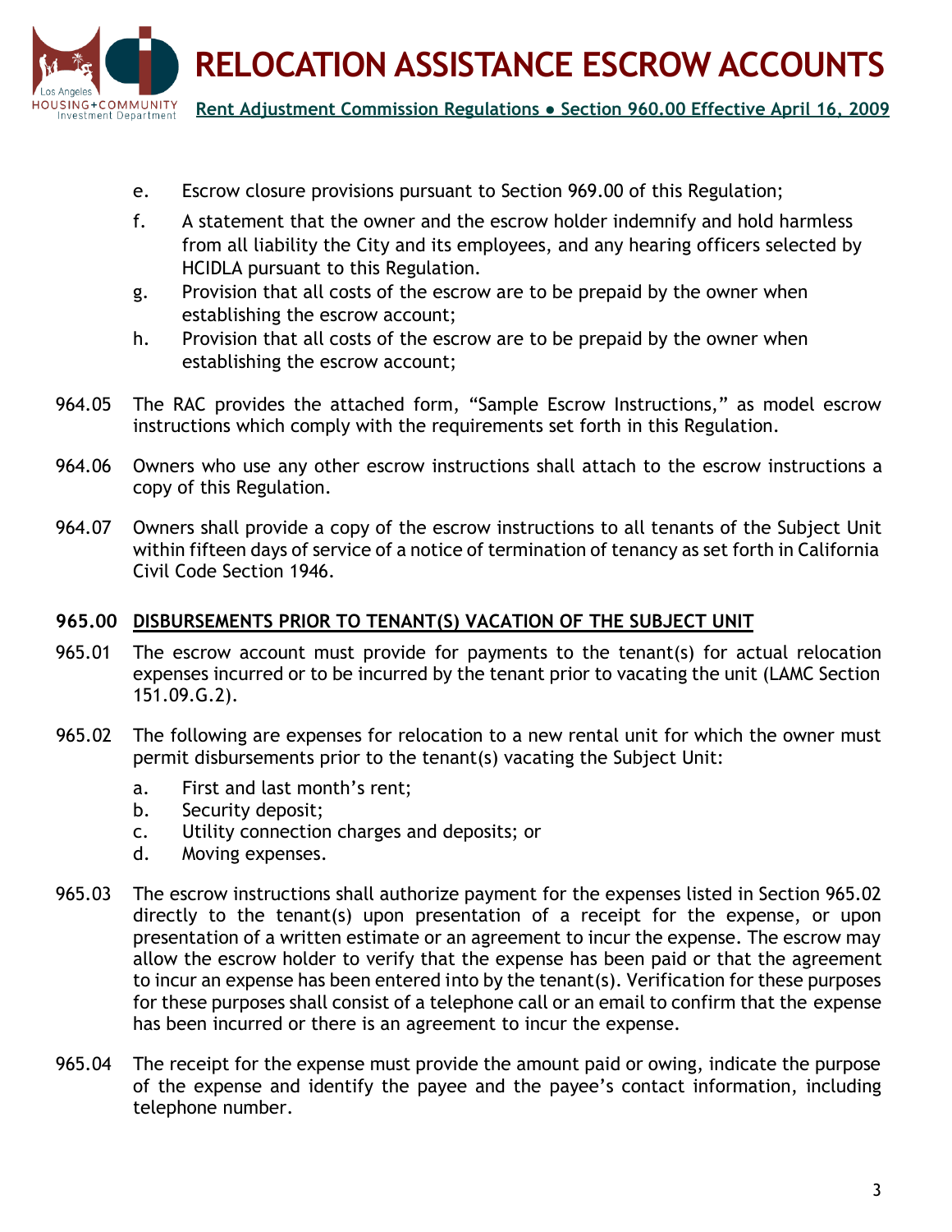e. Escrow closure provisions pursuant to Section 969.00 of this Regulation;

f. A statement that the owner and the escrow holder indemnify and hold harmless from all liability the City and its employees, and any hearing officers selected by HCIDLA pursuant to this Regulation.

g. Provision that all costs of the escrow are to be prepaid by the owner when establishing the escrow account;

h. Provision that all costs of the escrow are to be prepaid by the owner when establishing the escrow account;

964.05 The RAC provides the attached form, "Sample Escrow Instructions," as model escrow instructions which comply with the requirements set forth in this Regulation.

964.06 Owners who use any other escrow instructions shall attach to the escrow instructions a copy of this Regulation.

964.07 Owners shall provide a copy of the escrow instructions to all tenants of the Subject Unit within fifteen days of service of a notice of termination of tenancy as set forth in California Civil Code Section 1946.

## 965.00 DISBURSEMENTS PRIOR TO TENANT(S) VACATION OF THE SUBJECT UNIT

965.01 The escrow account must provide for payments to the tenant(s) for actual relocation expenses incurred or to be incurred by the tenant prior to vacating the unit (LAMC Section 151.09.G.2).

965.02 The following are expenses for relocation to a new rental unit for which the owner must permit disbursements prior to the tenant(s) vacating the Subject Unit:

a. First and last month's rent;

b. Security deposit;

c. Utility connection charges and deposits; or

d. Moving expenses.

965.03 The escrow instructions shall authorize payment for the expenses listed in Section 965.02 directly to the tenant(s) upon presentation of a receipt for the expense, or upon presentation of a written estimate or an agreement to incur the expense. The escrow may allow the escrow holder to verify that the expense has been paid or that the agreement to incur an expense has been entered into by the tenant(s). Verification for these purposes for these purposes shall consist of a telephone call or an email to confirm that the expense has been incurred or there is an agreement to incur the expense.

965.04 The receipt for the expense must provide the amount paid or owing, indicate the purpose of the expense and identify the payee and the payee's contact information, including telephone number.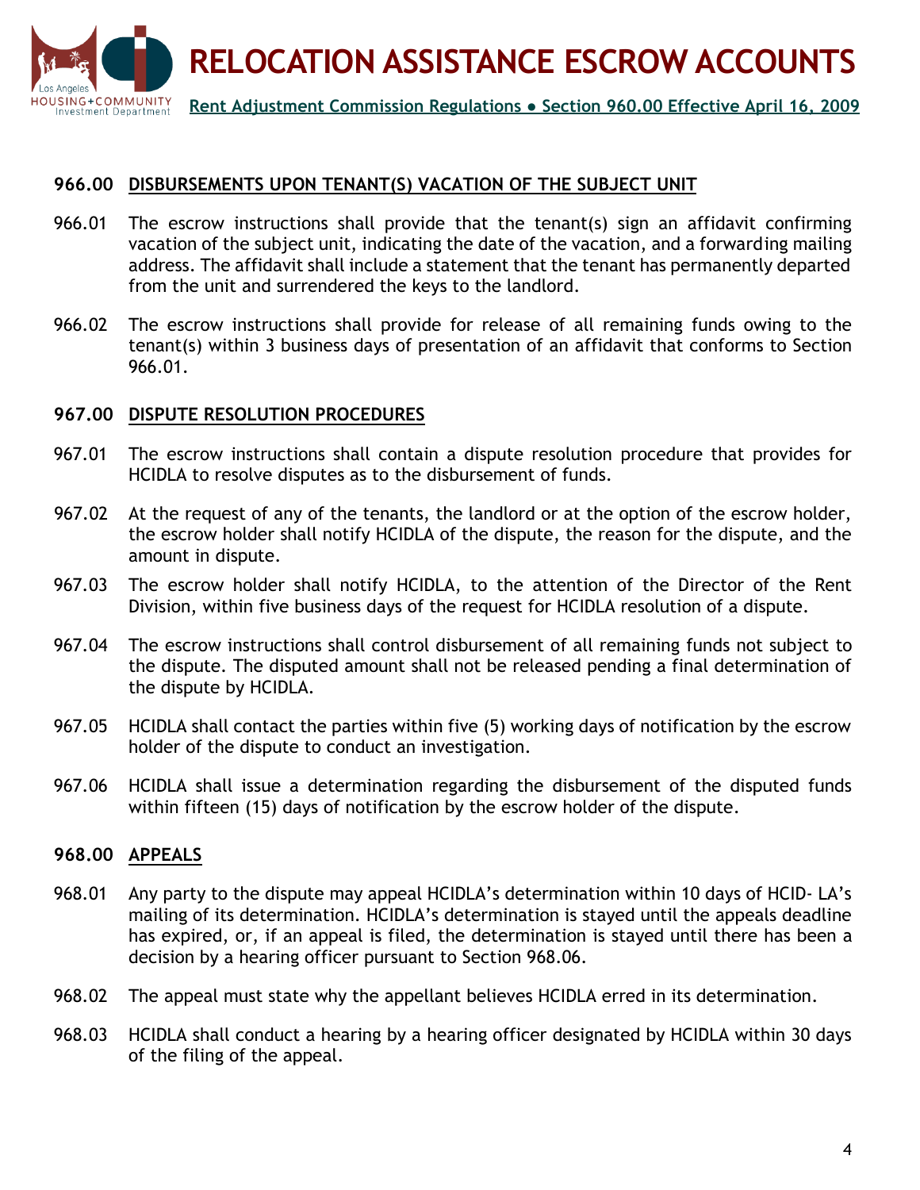**966.00 DISBURSEMENTS UPON TENANT(S) VACATION OF THE SUBJECT UNIT**

966.01 The escrow instructions shall provide that the tenant(s) sign an affidavit confirming vacation of the subject unit, indicating the date of the vacation, and a forwarding mailing address. The affidavit shall include a statement that the tenant has permanently departed from the unit and surrendered the keys to the landlord.

966.02 The escrow instructions shall provide for release of all remaining funds owing to the tenant(s) within 3 business days of presentation of an affidavit that conforms to Section 966.01.

**967.00 DISPUTE RESOLUTION PROCEDURES**

967.01 The escrow instructions shall contain a dispute resolution procedure that provides for HCIDLA to resolve disputes as to the disbursement of funds.

967.02 At the request of any of the tenants, the landlord or at the option of the escrow holder, the escrow holder shall notify HCIDLA of the dispute, the reason for the dispute, and the amount in dispute.

967.03 The escrow holder shall notify HCIDLA, to the attention of the Director of the Rent Division, within five business days of the request for HCIDLA resolution of a dispute.

967.04 The escrow instructions shall control disbursement of all remaining funds not subject to the dispute. The disputed amount shall not be released pending a final determination of the dispute by HCIDLA.

967.05 HCIDLA shall contact the parties within five (5) working days of notification by the escrow holder of the dispute to conduct an investigation.

967.06 HCIDLA shall issue a determination regarding the disbursement of the disputed funds within fifteen (15) days of notification by the escrow holder of the dispute.

**968.00 APPEALS**

968.01 Any party to the dispute may appeal HCIDLA's determination within 10 days of HCID- LA's mailing of its determination. HCIDLA's determination is stayed until the appeals deadline has expired, or, if an appeal is filed, the determination is stayed until there has been a decision by a hearing officer pursuant to Section 968.06.

968.02 The appeal must state why the appellant believes HCIDLA erred in its determination.

968.03 HCIDLA shall conduct a hearing by a hearing officer designated by HCIDLA within 30 days of the filing of the appeal.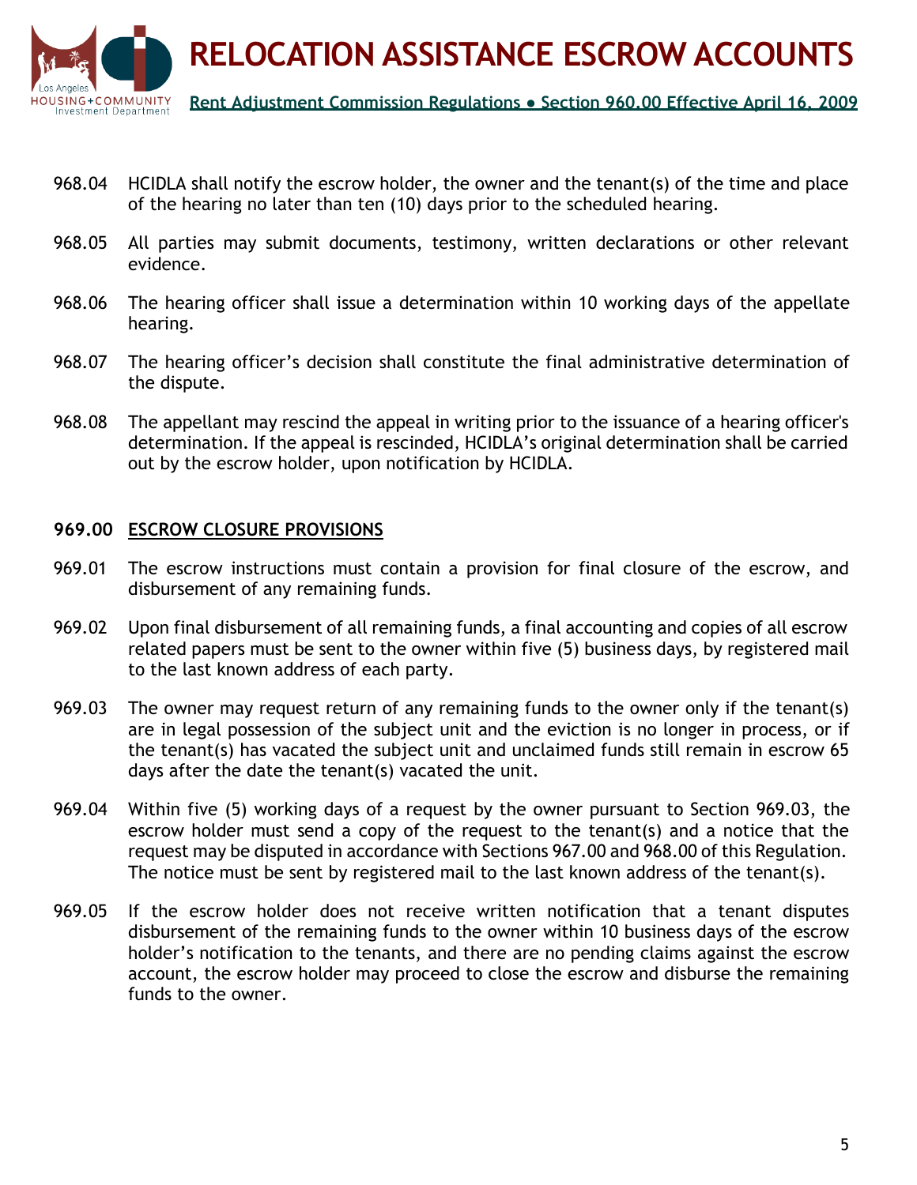968.04 HCIDLA shall notify the escrow holder, the owner and the tenant(s) of the time and place of the hearing no later than ten (10) days prior to the scheduled hearing.

968.05 All parties may submit documents, testimony, written declarations or other relevant evidence.

968.06 The hearing officer shall issue a determination within 10 working days of the appellate hearing.

968.07 The hearing officer's decision shall constitute the final administrative determination of the dispute.

968.08 The appellant may rescind the appeal in writing prior to the issuance of a hearing officer's determination. If the appeal is rescinded, HCIDLA's original determination shall be carried out by the escrow holder, upon notification by HCIDLA.

**969.00 <u>ESCROW CLOSURE PROVISIONS</u>**

969.01 The escrow instructions must contain a provision for final closure of the escrow, and disbursement of any remaining funds.

969.02 Upon final disbursement of all remaining funds, a final accounting and copies of all escrow related papers must be sent to the owner within five (5) business days, by registered mail to the last known address of each party.

969.03 The owner may request return of any remaining funds to the owner only if the tenant(s) are in legal possession of the subject unit and the eviction is no longer in process, or if the tenant(s) has vacated the subject unit and unclaimed funds still remain in escrow 65 days after the date the tenant(s) vacated the unit.

969.04 Within five (5) working days of a request by the owner pursuant to Section 969.03, the escrow holder must send a copy of the request to the tenant(s) and a notice that the request may be disputed in accordance with Sections 967.00 and 968.00 of this Regulation. The notice must be sent by registered mail to the last known address of the tenant(s).

969.05 If the escrow holder does not receive written notification that a tenant disputes disbursement of the remaining funds to the owner within 10 business days of the escrow holder's notification to the tenants, and there are no pending claims against the escrow account, the escrow holder may proceed to close the escrow and disburse the remaining funds to the owner.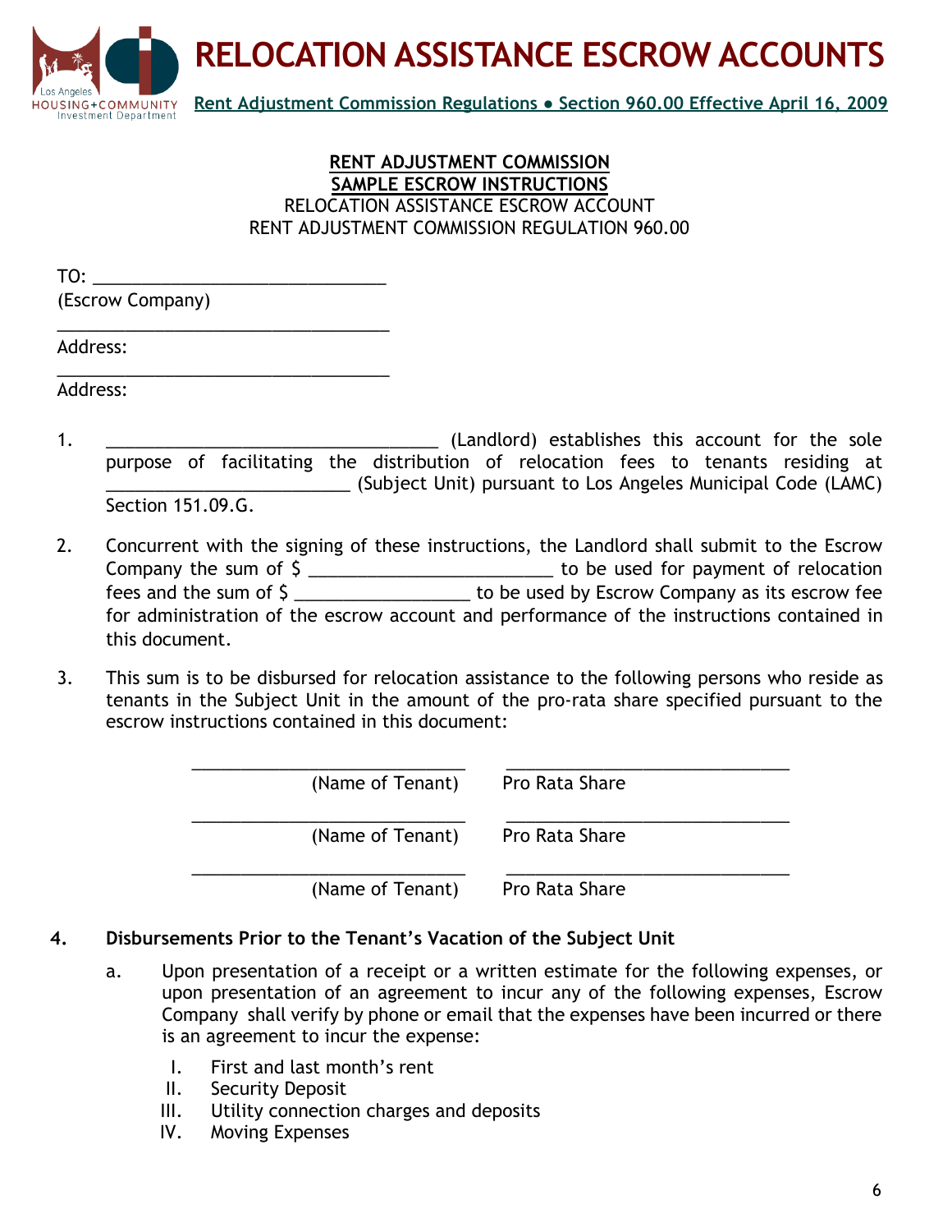**RENT ADJUSTMENT COMMISSION**
**SAMPLE ESCROW INSTRUCTIONS**
RELOCATION ASSISTANCE ESCROW ACCOUNT
RENT ADJUSTMENT COMMISSION REGULATION 960.00

TO: ______________________________
(Escrow Company)
__________________________________
Address:
__________________________________
Address:

1. __________________________________ (Landlord) establishes this account for the sole purpose of facilitating the distribution of relocation fees to tenants residing at _________________________ (Subject Unit) pursuant to Los Angeles Municipal Code (LAMC) Section 151.09.G.

2. Concurrent with the signing of these instructions, the Landlord shall submit to the Escrow Company the sum of $ _________________________ to be used for payment of relocation fees and the sum of $ __________________ to be used by Escrow Company as its escrow fee for administration of the escrow account and performance of the instructions contained in this document.

3. This sum is to be disbursed for relocation assistance to the following persons who reside as tenants in the Subject Unit in the amount of the pro-rata share specified pursuant to the escrow instructions contained in this document:

| | |
|---|---|
| ____________________________ (Name of Tenant) | ____________________________ Pro Rata Share |
| ____________________________ (Name of Tenant) | ____________________________ Pro Rata Share |
| ____________________________ (Name of Tenant) | ____________________________ Pro Rata Share |

4. **Disbursements Prior to the Tenant's Vacation of the Subject Unit**

   a. Upon presentation of a receipt or a written estimate for the following expenses, or upon presentation of an agreement to incur any of the following expenses, Escrow Company shall verify by phone or email that the expenses have been incurred or there is an agreement to incur the expense:

      I. First and last month's rent
      II. Security Deposit
      III. Utility connection charges and deposits
      IV. Moving Expenses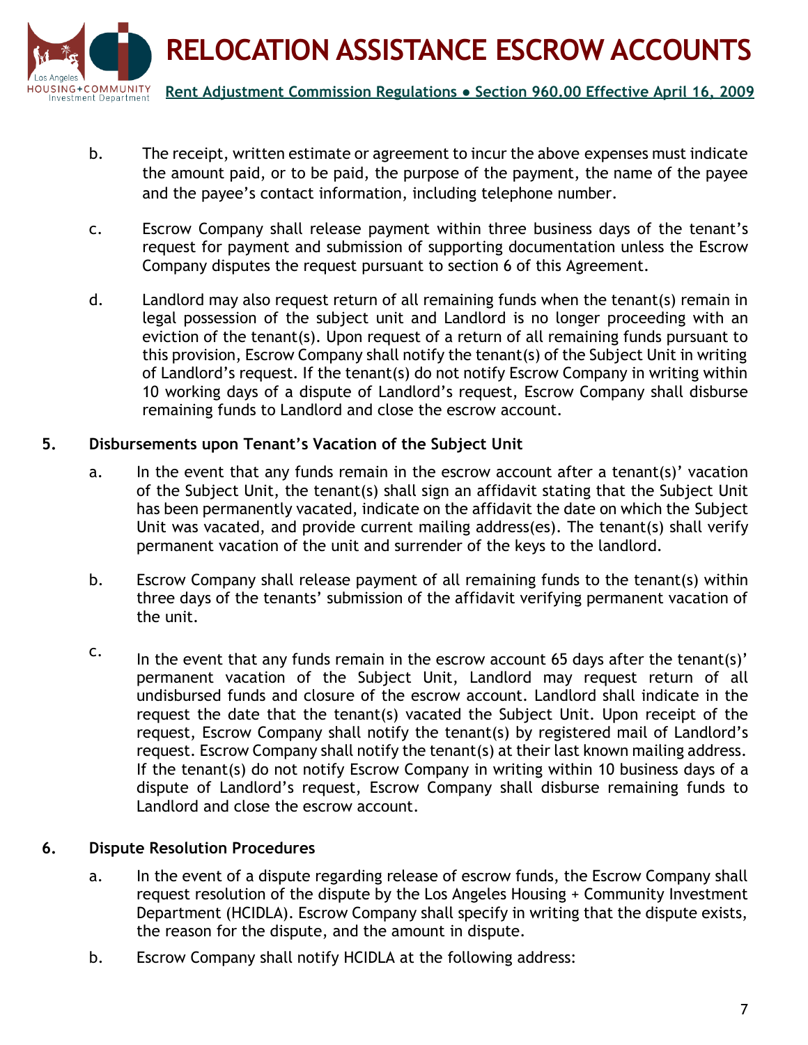b. The receipt, written estimate or agreement to incur the above expenses must indicate the amount paid, or to be paid, the purpose of the payment, the name of the payee and the payee's contact information, including telephone number.

c. Escrow Company shall release payment within three business days of the tenant's request for payment and submission of supporting documentation unless the Escrow Company disputes the request pursuant to section 6 of this Agreement.

d. Landlord may also request return of all remaining funds when the tenant(s) remain in legal possession of the subject unit and Landlord is no longer proceeding with an eviction of the tenant(s). Upon request of a return of all remaining funds pursuant to this provision, Escrow Company shall notify the tenant(s) of the Subject Unit in writing of Landlord's request. If the tenant(s) do not notify Escrow Company in writing within 10 working days of a dispute of Landlord's request, Escrow Company shall disburse remaining funds to Landlord and close the escrow account.

**5. Disbursements upon Tenant's Vacation of the Subject Unit**

a. In the event that any funds remain in the escrow account after a tenant(s)' vacation of the Subject Unit, the tenant(s) shall sign an affidavit stating that the Subject Unit has been permanently vacated, indicate on the affidavit the date on which the Subject Unit was vacated, and provide current mailing address(es). The tenant(s) shall verify permanent vacation of the unit and surrender of the keys to the landlord.

b. Escrow Company shall release payment of all remaining funds to the tenant(s) within three days of the tenants' submission of the affidavit verifying permanent vacation of the unit.

c. In the event that any funds remain in the escrow account 65 days after the tenant(s)' permanent vacation of the Subject Unit, Landlord may request return of all undisbursed funds and closure of the escrow account. Landlord shall indicate in the request the date that the tenant(s) vacated the Subject Unit. Upon receipt of the request, Escrow Company shall notify the tenant(s) by registered mail of Landlord's request. Escrow Company shall notify the tenant(s) at their last known mailing address. If the tenant(s) do not notify Escrow Company in writing within 10 business days of a dispute of Landlord's request, Escrow Company shall disburse remaining funds to Landlord and close the escrow account.

**6. Dispute Resolution Procedures**

a. In the event of a dispute regarding release of escrow funds, the Escrow Company shall request resolution of the dispute by the Los Angeles Housing + Community Investment Department (HCIDLA). Escrow Company shall specify in writing that the dispute exists, the reason for the dispute, and the amount in dispute.

b. Escrow Company shall notify HCIDLA at the following address: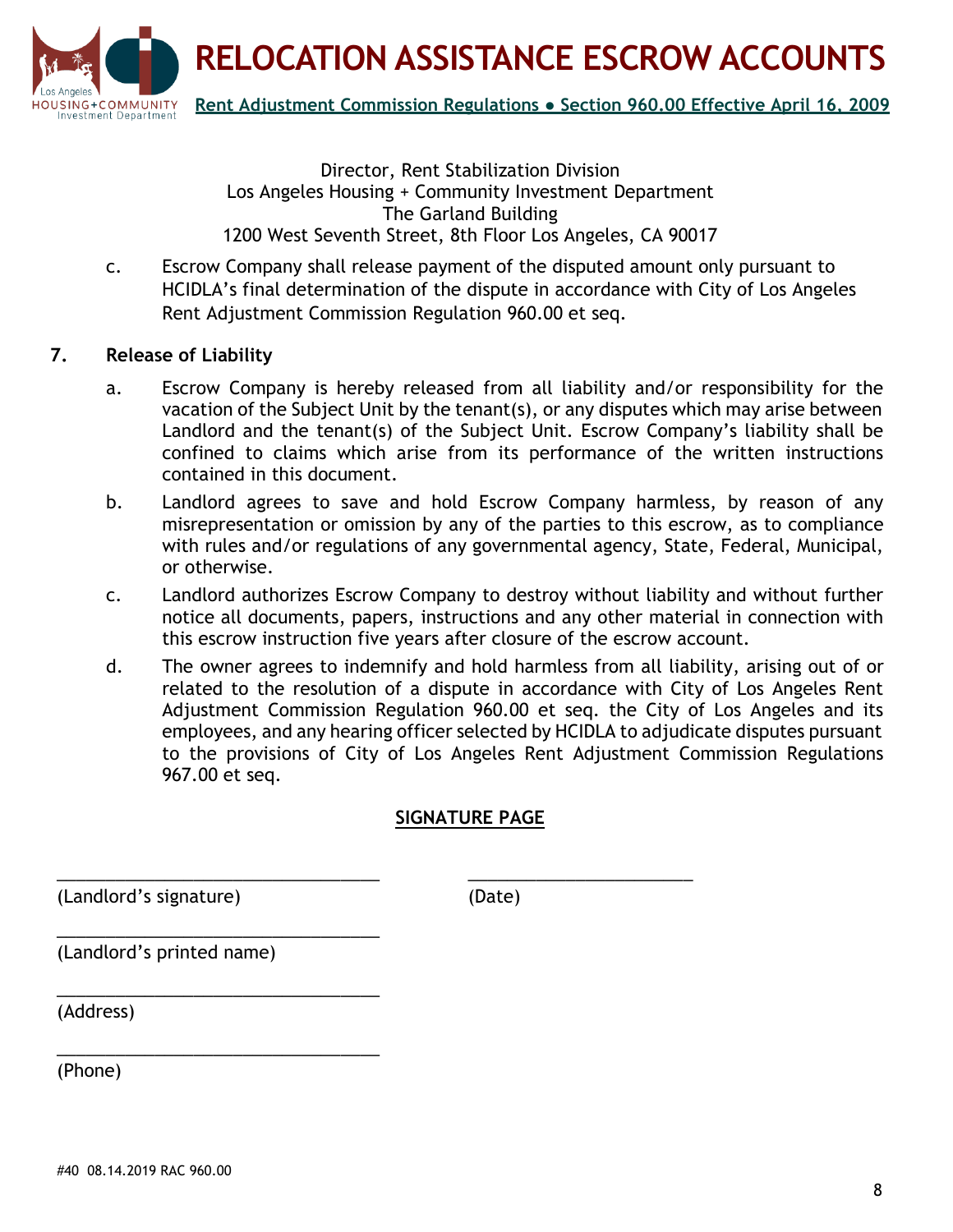Director, Rent Stabilization Division
Los Angeles Housing + Community Investment Department
The Garland Building
1200 West Seventh Street, 8th Floor Los Angeles, CA 90017

c. Escrow Company shall release payment of the disputed amount only pursuant to HCIDLA's final determination of the dispute in accordance with City of Los Angeles Rent Adjustment Commission Regulation 960.00 et seq.

**7. Release of Liability**

a. Escrow Company is hereby released from all liability and/or responsibility for the vacation of the Subject Unit by the tenant(s), or any disputes which may arise between Landlord and the tenant(s) of the Subject Unit. Escrow Company's liability shall be confined to claims which arise from its performance of the written instructions contained in this document.

b. Landlord agrees to save and hold Escrow Company harmless, by reason of any misrepresentation or omission by any of the parties to this escrow, as to compliance with rules and/or regulations of any governmental agency, State, Federal, Municipal, or otherwise.

c. Landlord authorizes Escrow Company to destroy without liability and without further notice all documents, papers, instructions and any other material in connection with this escrow instruction five years after closure of the escrow account.

d. The owner agrees to indemnify and hold harmless from all liability, arising out of or related to the resolution of a dispute in accordance with City of Los Angeles Rent Adjustment Commission Regulation 960.00 et seq. the City of Los Angeles and its employees, and any hearing officer selected by HCIDLA to adjudicate disputes pursuant to the provisions of City of Los Angeles Rent Adjustment Commission Regulations 967.00 et seq.

**SIGNATURE PAGE**

_________________________________ _______________________
(Landlord's signature) (Date)

_________________________________
(Landlord's printed name)

_________________________________
(Address)

_________________________________
(Phone)

#40 08.14.2019 RAC 960.00